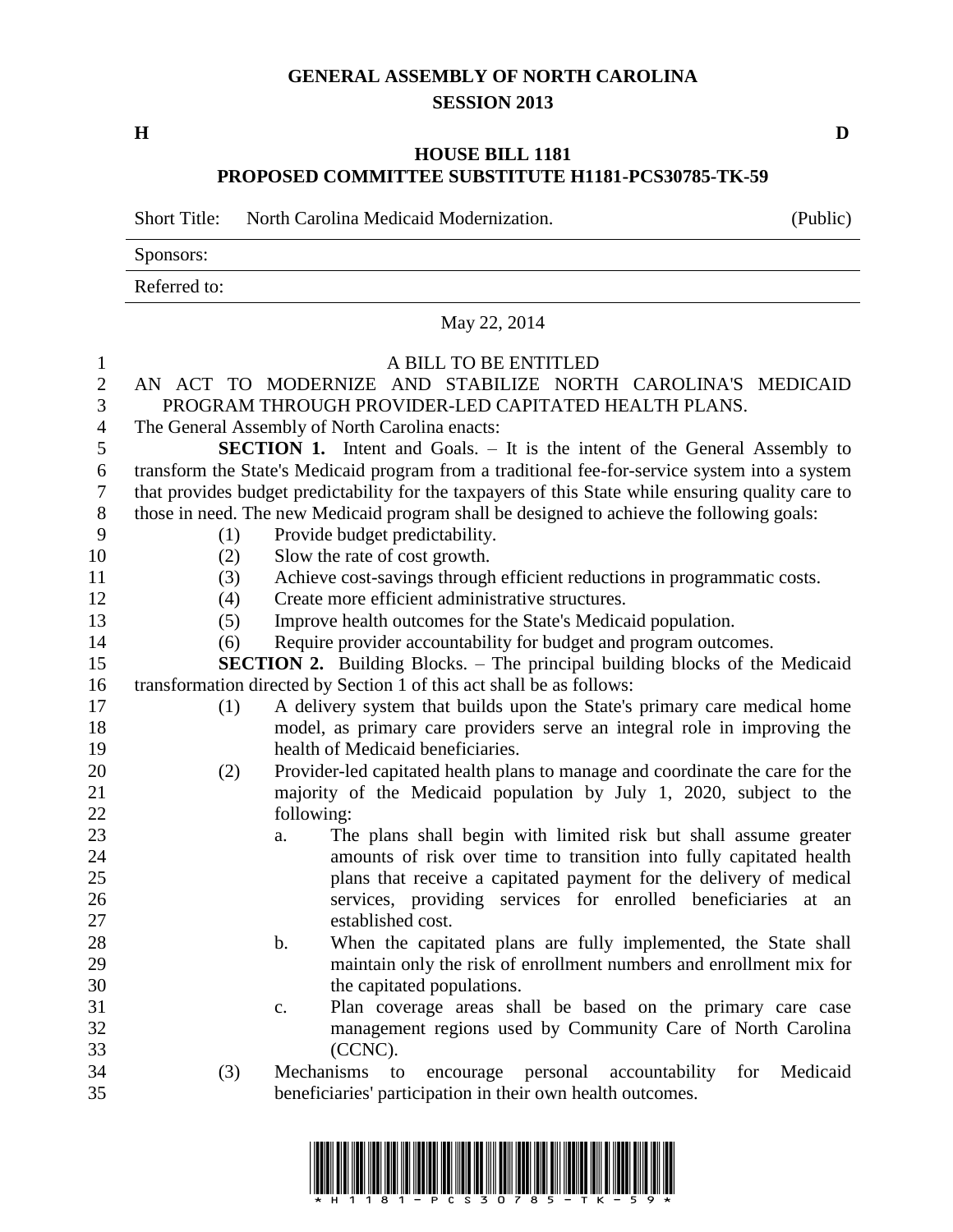# GENERAL ASSEMBLY OF NORTH CAROLINA
## SESSION 2013

**H** **D**

## HOUSE BILL 1181
## PROPOSED COMMITTEE SUBSTITUTE H1181-PCS30785-TK-59

Short Title: North Carolina Medicaid Modernization. (Public)

Sponsors:

Referred to:

May 22, 2014

A BILL TO BE ENTITLED

AN ACT TO MODERNIZE AND STABILIZE NORTH CAROLINA'S MEDICAID PROGRAM THROUGH PROVIDER-LED CAPITATED HEALTH PLANS.

The General Assembly of North Carolina enacts:

**SECTION 1.** Intent and Goals. – It is the intent of the General Assembly to transform the State's Medicaid program from a traditional fee-for-service system into a system that provides budget predictability for the taxpayers of this State while ensuring quality care to those in need. The new Medicaid program shall be designed to achieve the following goals:

(1) Provide budget predictability.
(2) Slow the rate of cost growth.
(3) Achieve cost-savings through efficient reductions in programmatic costs.
(4) Create more efficient administrative structures.
(5) Improve health outcomes for the State's Medicaid population.
(6) Require provider accountability for budget and program outcomes.

**SECTION 2.** Building Blocks. – The principal building blocks of the Medicaid transformation directed by Section 1 of this act shall be as follows:

(1) A delivery system that builds upon the State's primary care medical home model, as primary care providers serve an integral role in improving the health of Medicaid beneficiaries.
(2) Provider-led capitated health plans to manage and coordinate the care for the majority of the Medicaid population by July 1, 2020, subject to the following:
   a. The plans shall begin with limited risk but shall assume greater amounts of risk over time to transition into fully capitated health plans that receive a capitated payment for the delivery of medical services, providing services for enrolled beneficiaries at an established cost.
   b. When the capitated plans are fully implemented, the State shall maintain only the risk of enrollment numbers and enrollment mix for the capitated populations.
   c. Plan coverage areas shall be based on the primary care case management regions used by Community Care of North Carolina (CCNC).
(3) Mechanisms to encourage personal accountability for Medicaid beneficiaries' participation in their own health outcomes.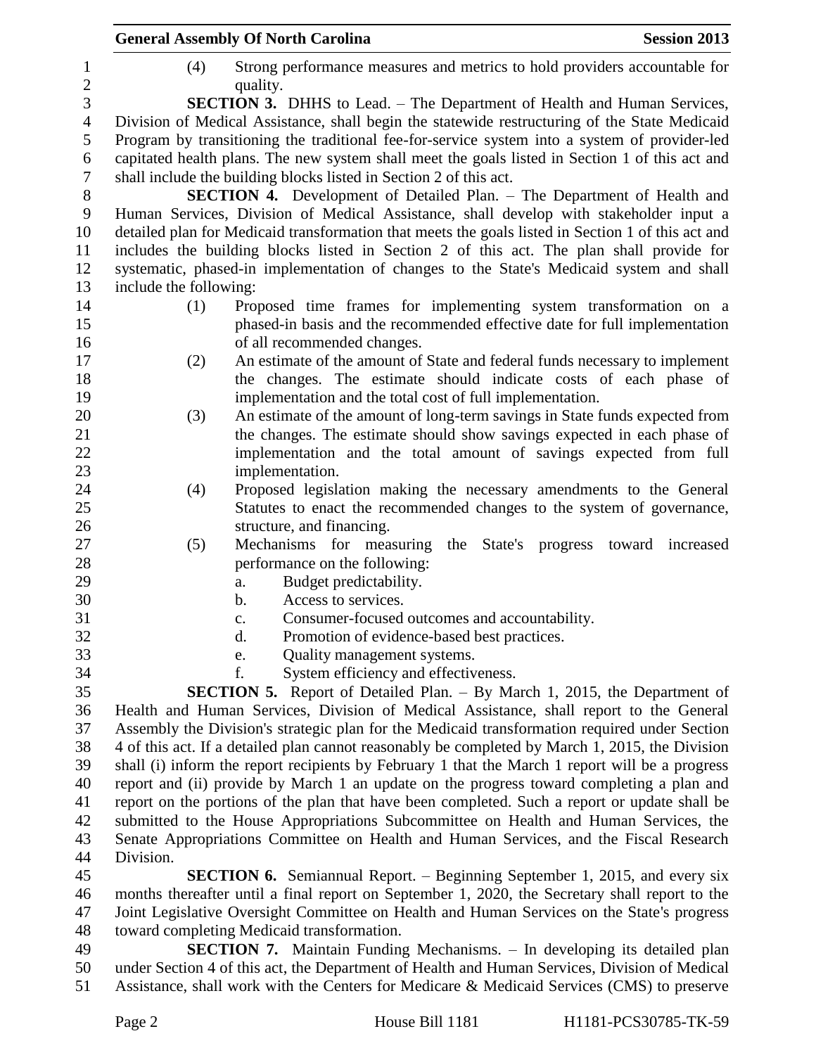(4) Strong performance measures and metrics to hold providers accountable for quality.

**SECTION 3.** DHHS to Lead. – The Department of Health and Human Services, Division of Medical Assistance, shall begin the statewide restructuring of the State Medicaid Program by transitioning the traditional fee-for-service system into a system of provider-led capitated health plans. The new system shall meet the goals listed in Section 1 of this act and shall include the building blocks listed in Section 2 of this act.

**SECTION 4.** Development of Detailed Plan. – The Department of Health and Human Services, Division of Medical Assistance, shall develop with stakeholder input a detailed plan for Medicaid transformation that meets the goals listed in Section 1 of this act and includes the building blocks listed in Section 2 of this act. The plan shall provide for systematic, phased-in implementation of changes to the State's Medicaid system and shall include the following:

(1) Proposed time frames for implementing system transformation on a phased-in basis and the recommended effective date for full implementation of all recommended changes.

(2) An estimate of the amount of State and federal funds necessary to implement the changes. The estimate should indicate costs of each phase of implementation and the total cost of full implementation.

(3) An estimate of the amount of long-term savings in State funds expected from the changes. The estimate should show savings expected in each phase of implementation and the total amount of savings expected from full implementation.

(4) Proposed legislation making the necessary amendments to the General Statutes to enact the recommended changes to the system of governance, structure, and financing.

(5) Mechanisms for measuring the State's progress toward increased performance on the following:

a. Budget predictability.
b. Access to services.
c. Consumer-focused outcomes and accountability.
d. Promotion of evidence-based best practices.
e. Quality management systems.
f. System efficiency and effectiveness.

**SECTION 5.** Report of Detailed Plan. – By March 1, 2015, the Department of Health and Human Services, Division of Medical Assistance, shall report to the General Assembly the Division's strategic plan for the Medicaid transformation required under Section 4 of this act. If a detailed plan cannot reasonably be completed by March 1, 2015, the Division shall (i) inform the report recipients by February 1 that the March 1 report will be a progress report and (ii) provide by March 1 an update on the progress toward completing a plan and report on the portions of the plan that have been completed. Such a report or update shall be submitted to the House Appropriations Subcommittee on Health and Human Services, the Senate Appropriations Committee on Health and Human Services, and the Fiscal Research Division.

**SECTION 6.** Semiannual Report. – Beginning September 1, 2015, and every six months thereafter until a final report on September 1, 2020, the Secretary shall report to the Joint Legislative Oversight Committee on Health and Human Services on the State's progress toward completing Medicaid transformation.

**SECTION 7.** Maintain Funding Mechanisms. – In developing its detailed plan under Section 4 of this act, the Department of Health and Human Services, Division of Medical Assistance, shall work with the Centers for Medicare & Medicaid Services (CMS) to preserve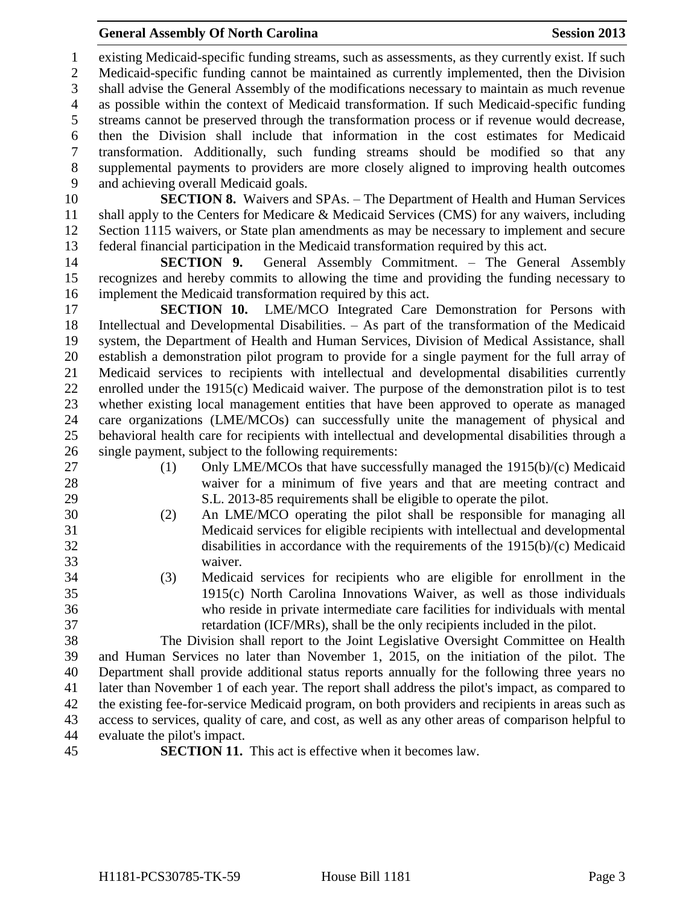existing Medicaid-specific funding streams, such as assessments, as they currently exist. If such Medicaid-specific funding cannot be maintained as currently implemented, then the Division shall advise the General Assembly of the modifications necessary to maintain as much revenue as possible within the context of Medicaid transformation. If such Medicaid-specific funding streams cannot be preserved through the transformation process or if revenue would decrease, then the Division shall include that information in the cost estimates for Medicaid transformation. Additionally, such funding streams should be modified so that any supplemental payments to providers are more closely aligned to improving health outcomes and achieving overall Medicaid goals.

**SECTION 8.** Waivers and SPAs. – The Department of Health and Human Services shall apply to the Centers for Medicare & Medicaid Services (CMS) for any waivers, including Section 1115 waivers, or State plan amendments as may be necessary to implement and secure federal financial participation in the Medicaid transformation required by this act.

**SECTION 9.** General Assembly Commitment. – The General Assembly recognizes and hereby commits to allowing the time and providing the funding necessary to implement the Medicaid transformation required by this act.

**SECTION 10.** LME/MCO Integrated Care Demonstration for Persons with Intellectual and Developmental Disabilities. – As part of the transformation of the Medicaid system, the Department of Health and Human Services, Division of Medical Assistance, shall establish a demonstration pilot program to provide for a single payment for the full array of Medicaid services to recipients with intellectual and developmental disabilities currently enrolled under the 1915(c) Medicaid waiver. The purpose of the demonstration pilot is to test whether existing local management entities that have been approved to operate as managed care organizations (LME/MCOs) can successfully unite the management of physical and behavioral health care for recipients with intellectual and developmental disabilities through a single payment, subject to the following requirements:

(1) Only LME/MCOs that have successfully managed the 1915(b)/(c) Medicaid waiver for a minimum of five years and that are meeting contract and S.L. 2013-85 requirements shall be eligible to operate the pilot.

(2) An LME/MCO operating the pilot shall be responsible for managing all Medicaid services for eligible recipients with intellectual and developmental disabilities in accordance with the requirements of the 1915(b)/(c) Medicaid waiver.

(3) Medicaid services for recipients who are eligible for enrollment in the 1915(c) North Carolina Innovations Waiver, as well as those individuals who reside in private intermediate care facilities for individuals with mental retardation (ICF/MRs), shall be the only recipients included in the pilot.

The Division shall report to the Joint Legislative Oversight Committee on Health and Human Services no later than November 1, 2015, on the initiation of the pilot. The Department shall provide additional status reports annually for the following three years no later than November 1 of each year. The report shall address the pilot's impact, as compared to the existing fee-for-service Medicaid program, on both providers and recipients in areas such as access to services, quality of care, and cost, as well as any other areas of comparison helpful to evaluate the pilot's impact.

**SECTION 11.** This act is effective when it becomes law.